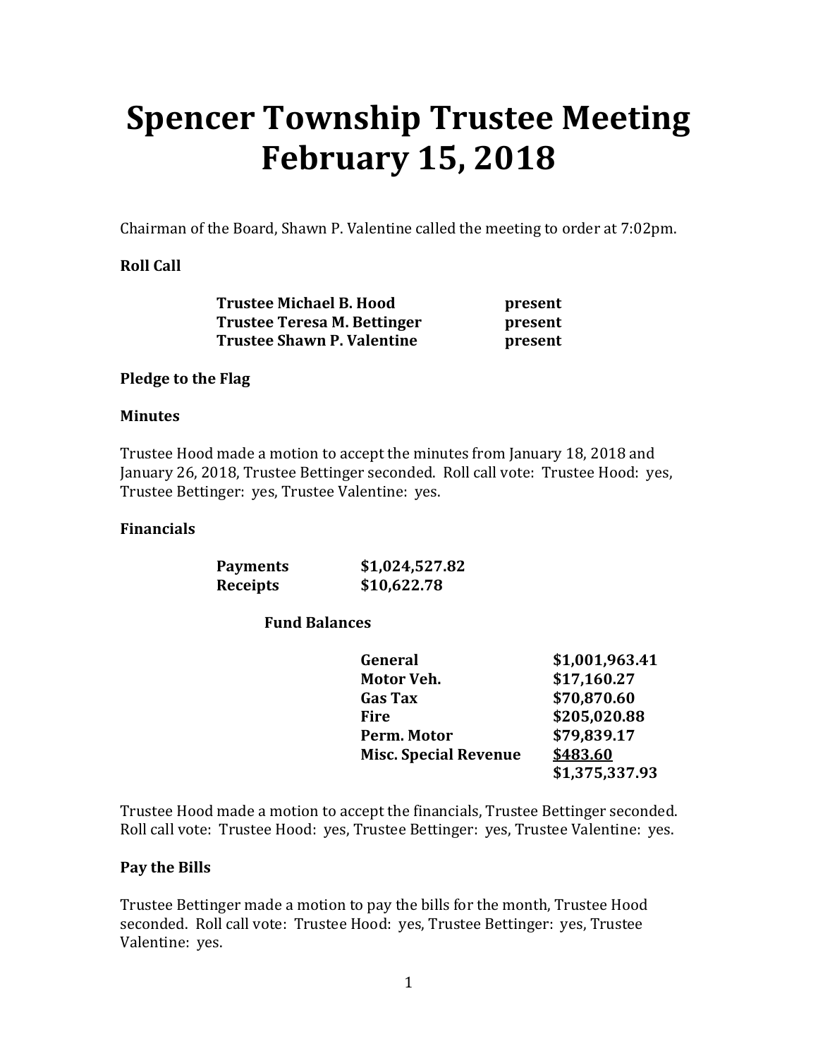# Spencer Township Trustee Meeting February 15, 2018

Chairman of the Board, Shawn P. Valentine called the meeting to order at 7:02pm.

**Roll Call**

| | |
|---|---|
| **Trustee Michael B. Hood** | **present** |
| **Trustee Teresa M. Bettinger** | **present** |
| **Trustee Shawn P. Valentine** | **present** |

**Pledge to the Flag**

**Minutes**

Trustee Hood made a motion to accept the minutes from January 18, 2018 and January 26, 2018, Trustee Bettinger seconded. Roll call vote: Trustee Hood: yes, Trustee Bettinger: yes, Trustee Valentine: yes.

**Financials**

| | |
|---|---|
| **Payments** | **$1,024,527.82** |
| **Receipts** | **$10,622.78** |

**Fund Balances**

| | |
|---|---|
| **General** | **$1,001,963.41** |
| **Motor Veh.** | **$17,160.27** |
| **Gas Tax** | **$70,870.60** |
| **Fire** | **$205,020.88** |
| **Perm. Motor** | **$79,839.17** |
| **Misc. Special Revenue** | **$483.60** |
| | **$1,375,337.93** |

Trustee Hood made a motion to accept the financials, Trustee Bettinger seconded. Roll call vote: Trustee Hood: yes, Trustee Bettinger: yes, Trustee Valentine: yes.

**Pay the Bills**

Trustee Bettinger made a motion to pay the bills for the month, Trustee Hood seconded. Roll call vote: Trustee Hood: yes, Trustee Bettinger: yes, Trustee Valentine: yes.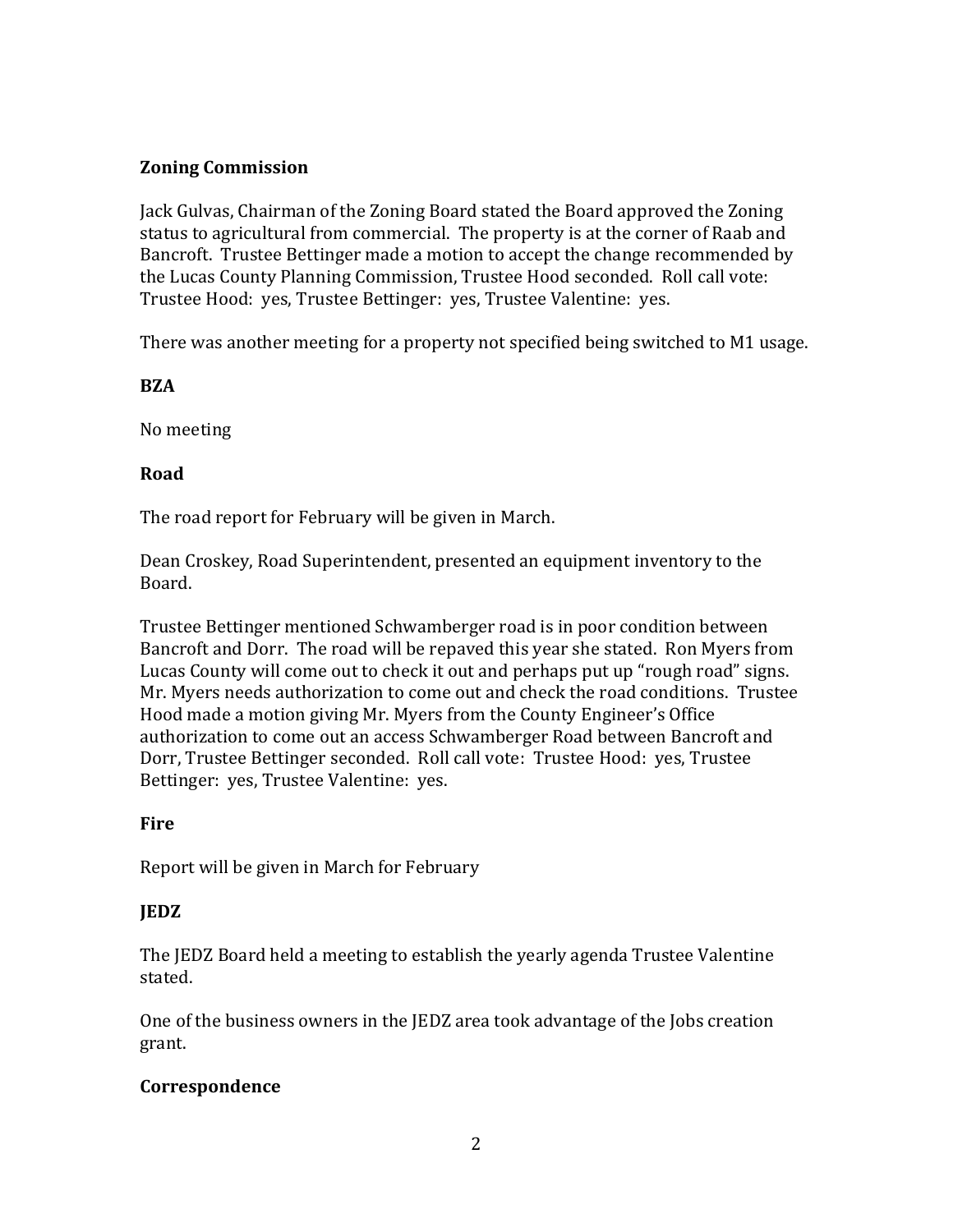**Zoning Commission**

Jack Gulvas, Chairman of the Zoning Board stated the Board approved the Zoning status to agricultural from commercial. The property is at the corner of Raab and Bancroft. Trustee Bettinger made a motion to accept the change recommended by the Lucas County Planning Commission, Trustee Hood seconded. Roll call vote: Trustee Hood: yes, Trustee Bettinger: yes, Trustee Valentine: yes.

There was another meeting for a property not specified being switched to M1 usage.

**BZA**

No meeting

**Road**

The road report for February will be given in March.

Dean Croskey, Road Superintendent, presented an equipment inventory to the Board.

Trustee Bettinger mentioned Schwamberger road is in poor condition between Bancroft and Dorr. The road will be repaved this year she stated. Ron Myers from Lucas County will come out to check it out and perhaps put up "rough road" signs. Mr. Myers needs authorization to come out and check the road conditions. Trustee Hood made a motion giving Mr. Myers from the County Engineer's Office authorization to come out an access Schwamberger Road between Bancroft and Dorr, Trustee Bettinger seconded. Roll call vote: Trustee Hood: yes, Trustee Bettinger: yes, Trustee Valentine: yes.

**Fire**

Report will be given in March for February

**JEDZ**

The JEDZ Board held a meeting to establish the yearly agenda Trustee Valentine stated.

One of the business owners in the JEDZ area took advantage of the Jobs creation grant.

**Correspondence**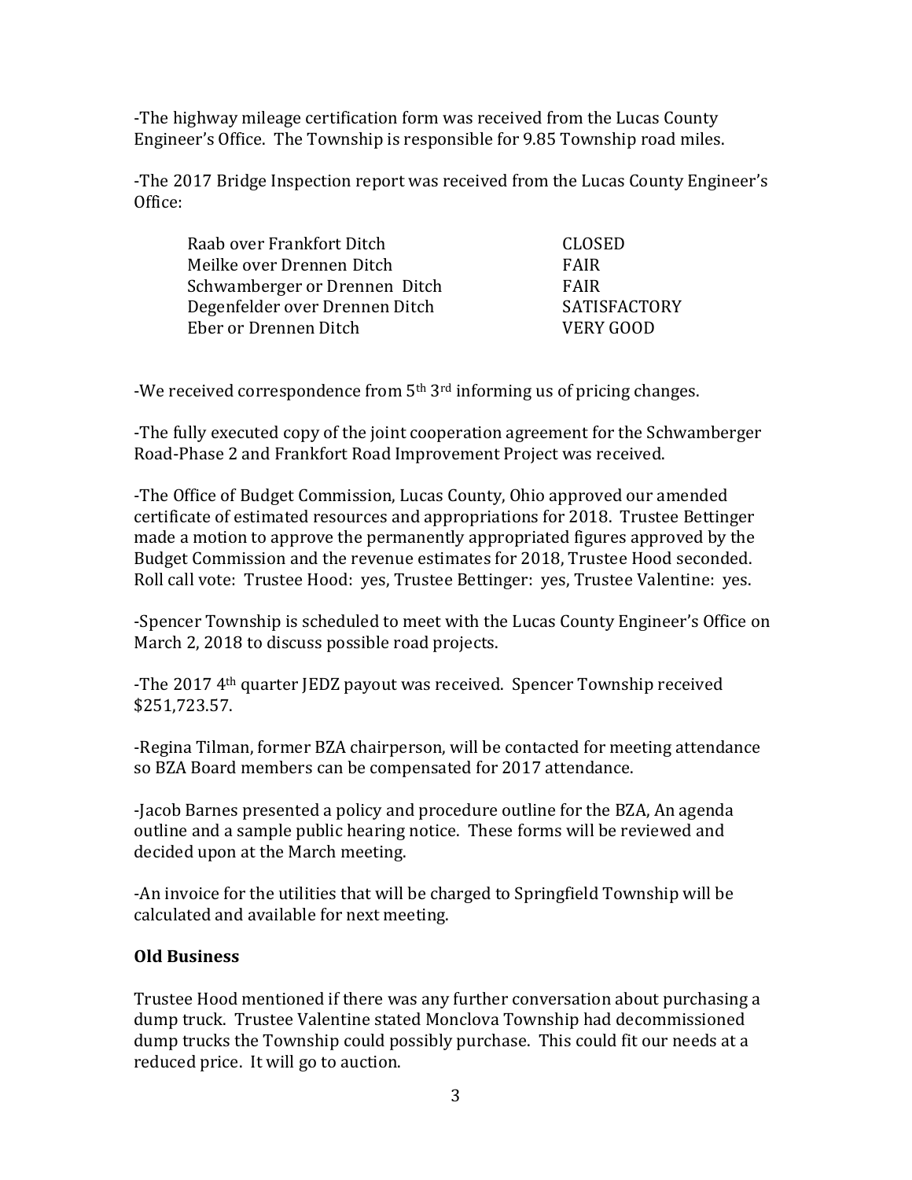-The highway mileage certification form was received from the Lucas County Engineer's Office. The Township is responsible for 9.85 Township road miles.

-The 2017 Bridge Inspection report was received from the Lucas County Engineer's Office:

| | |
|---|---|
| Raab over Frankfort Ditch | CLOSED |
| Meilke over Drennen Ditch | FAIR |
| Schwamberger or Drennen Ditch | FAIR |
| Degenfelder over Drennen Ditch | SATISFACTORY |
| Eber or Drennen Ditch | VERY GOOD |

-We received correspondence from 5th 3rd informing us of pricing changes.

-The fully executed copy of the joint cooperation agreement for the Schwamberger Road-Phase 2 and Frankfort Road Improvement Project was received.

-The Office of Budget Commission, Lucas County, Ohio approved our amended certificate of estimated resources and appropriations for 2018. Trustee Bettinger made a motion to approve the permanently appropriated figures approved by the Budget Commission and the revenue estimates for 2018, Trustee Hood seconded. Roll call vote: Trustee Hood: yes, Trustee Bettinger: yes, Trustee Valentine: yes.

-Spencer Township is scheduled to meet with the Lucas County Engineer's Office on March 2, 2018 to discuss possible road projects.

-The 2017 4th quarter JEDZ payout was received. Spencer Township received $251,723.57.

-Regina Tilman, former BZA chairperson, will be contacted for meeting attendance so BZA Board members can be compensated for 2017 attendance.

-Jacob Barnes presented a policy and procedure outline for the BZA, An agenda outline and a sample public hearing notice. These forms will be reviewed and decided upon at the March meeting.

-An invoice for the utilities that will be charged to Springfield Township will be calculated and available for next meeting.

**Old Business**

Trustee Hood mentioned if there was any further conversation about purchasing a dump truck. Trustee Valentine stated Monclova Township had decommissioned dump trucks the Township could possibly purchase. This could fit our needs at a reduced price. It will go to auction.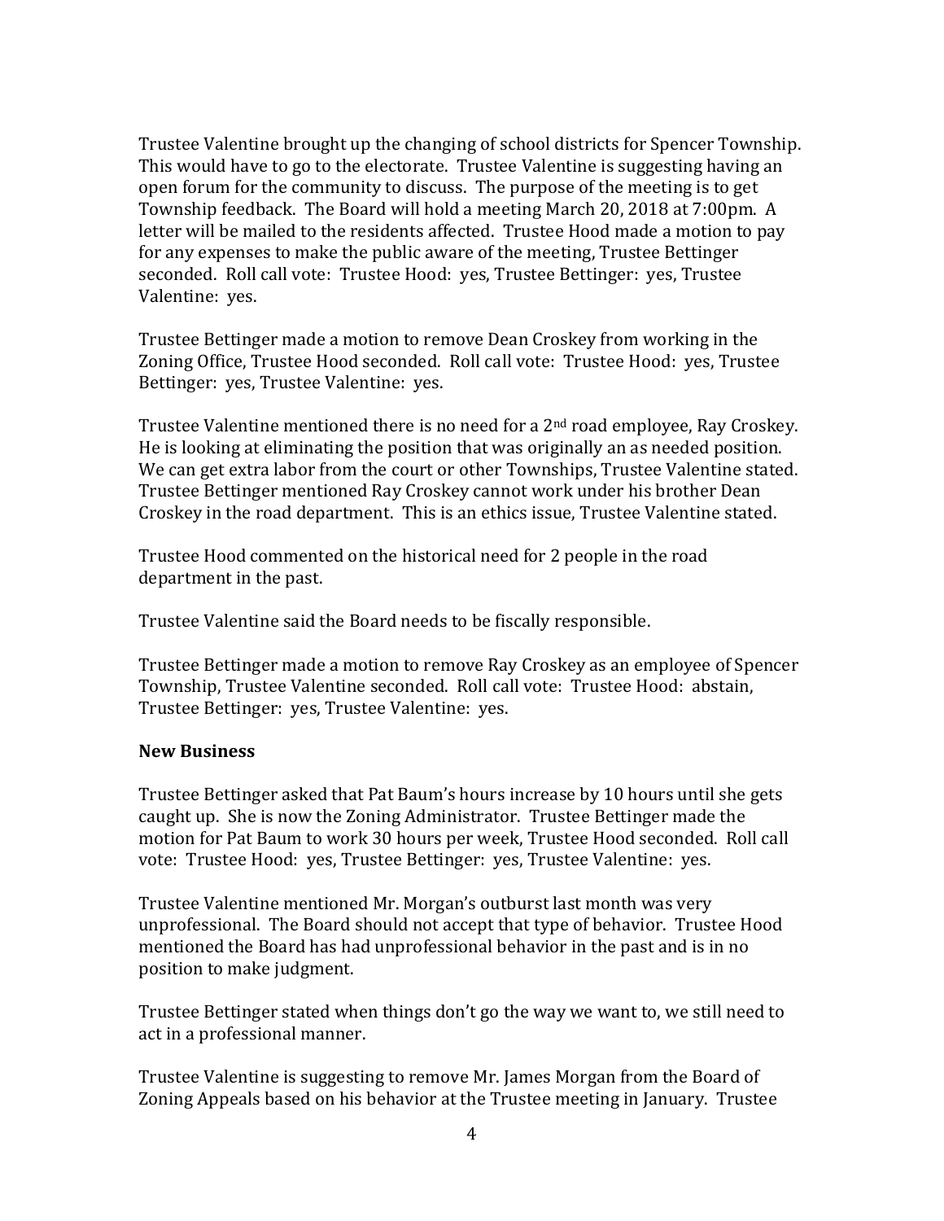Trustee Valentine brought up the changing of school districts for Spencer Township. This would have to go to the electorate. Trustee Valentine is suggesting having an open forum for the community to discuss. The purpose of the meeting is to get Township feedback. The Board will hold a meeting March 20, 2018 at 7:00pm. A letter will be mailed to the residents affected. Trustee Hood made a motion to pay for any expenses to make the public aware of the meeting, Trustee Bettinger seconded. Roll call vote: Trustee Hood: yes, Trustee Bettinger: yes, Trustee Valentine: yes.

Trustee Bettinger made a motion to remove Dean Croskey from working in the Zoning Office, Trustee Hood seconded. Roll call vote: Trustee Hood: yes, Trustee Bettinger: yes, Trustee Valentine: yes.

Trustee Valentine mentioned there is no need for a 2nd road employee, Ray Croskey. He is looking at eliminating the position that was originally an as needed position. We can get extra labor from the court or other Townships, Trustee Valentine stated. Trustee Bettinger mentioned Ray Croskey cannot work under his brother Dean Croskey in the road department. This is an ethics issue, Trustee Valentine stated.

Trustee Hood commented on the historical need for 2 people in the road department in the past.

Trustee Valentine said the Board needs to be fiscally responsible.

Trustee Bettinger made a motion to remove Ray Croskey as an employee of Spencer Township, Trustee Valentine seconded. Roll call vote: Trustee Hood: abstain, Trustee Bettinger: yes, Trustee Valentine: yes.

**New Business**

Trustee Bettinger asked that Pat Baum's hours increase by 10 hours until she gets caught up. She is now the Zoning Administrator. Trustee Bettinger made the motion for Pat Baum to work 30 hours per week, Trustee Hood seconded. Roll call vote: Trustee Hood: yes, Trustee Bettinger: yes, Trustee Valentine: yes.

Trustee Valentine mentioned Mr. Morgan's outburst last month was very unprofessional. The Board should not accept that type of behavior. Trustee Hood mentioned the Board has had unprofessional behavior in the past and is in no position to make judgment.

Trustee Bettinger stated when things don't go the way we want to, we still need to act in a professional manner.

Trustee Valentine is suggesting to remove Mr. James Morgan from the Board of Zoning Appeals based on his behavior at the Trustee meeting in January. Trustee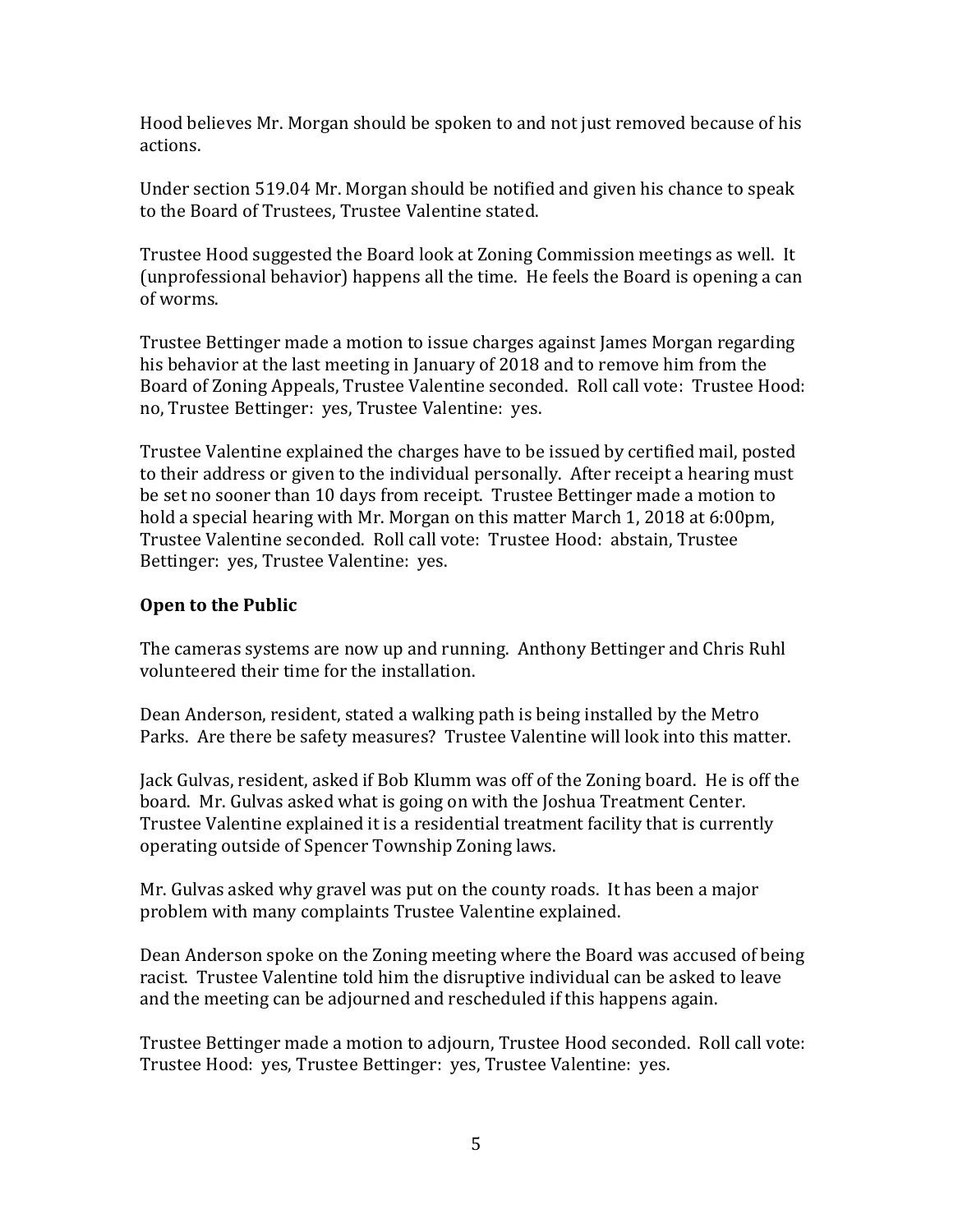Hood believes Mr. Morgan should be spoken to and not just removed because of his actions.

Under section 519.04 Mr. Morgan should be notified and given his chance to speak to the Board of Trustees, Trustee Valentine stated.

Trustee Hood suggested the Board look at Zoning Commission meetings as well. It (unprofessional behavior) happens all the time. He feels the Board is opening a can of worms.

Trustee Bettinger made a motion to issue charges against James Morgan regarding his behavior at the last meeting in January of 2018 and to remove him from the Board of Zoning Appeals, Trustee Valentine seconded. Roll call vote: Trustee Hood: no, Trustee Bettinger: yes, Trustee Valentine: yes.

Trustee Valentine explained the charges have to be issued by certified mail, posted to their address or given to the individual personally. After receipt a hearing must be set no sooner than 10 days from receipt. Trustee Bettinger made a motion to hold a special hearing with Mr. Morgan on this matter March 1, 2018 at 6:00pm, Trustee Valentine seconded. Roll call vote: Trustee Hood: abstain, Trustee Bettinger: yes, Trustee Valentine: yes.

**Open to the Public**

The cameras systems are now up and running. Anthony Bettinger and Chris Ruhl volunteered their time for the installation.

Dean Anderson, resident, stated a walking path is being installed by the Metro Parks. Are there be safety measures? Trustee Valentine will look into this matter.

Jack Gulvas, resident, asked if Bob Klumm was off of the Zoning board. He is off the board. Mr. Gulvas asked what is going on with the Joshua Treatment Center. Trustee Valentine explained it is a residential treatment facility that is currently operating outside of Spencer Township Zoning laws.

Mr. Gulvas asked why gravel was put on the county roads. It has been a major problem with many complaints Trustee Valentine explained.

Dean Anderson spoke on the Zoning meeting where the Board was accused of being racist. Trustee Valentine told him the disruptive individual can be asked to leave and the meeting can be adjourned and rescheduled if this happens again.

Trustee Bettinger made a motion to adjourn, Trustee Hood seconded. Roll call vote: Trustee Hood: yes, Trustee Bettinger: yes, Trustee Valentine: yes.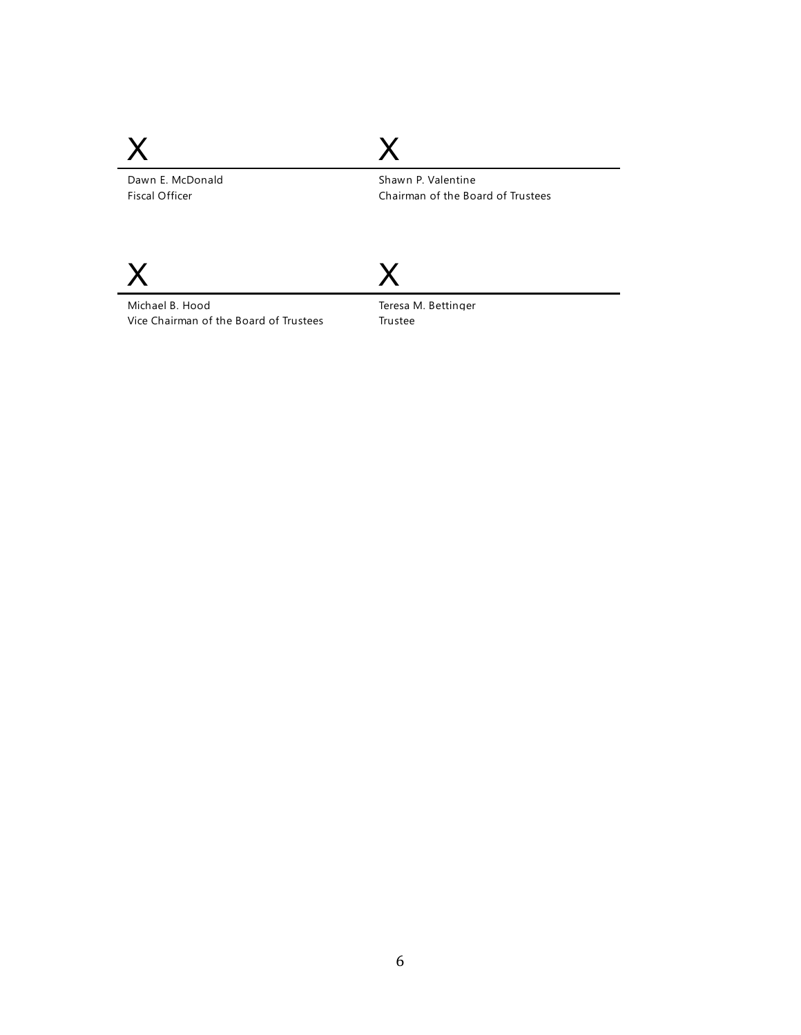X

Dawn E. McDonald
Fiscal Officer

X

Shawn P. Valentine
Chairman of the Board of Trustees

X

Michael B. Hood
Vice Chairman of the Board of Trustees

X

Teresa M. Bettinger
Trustee